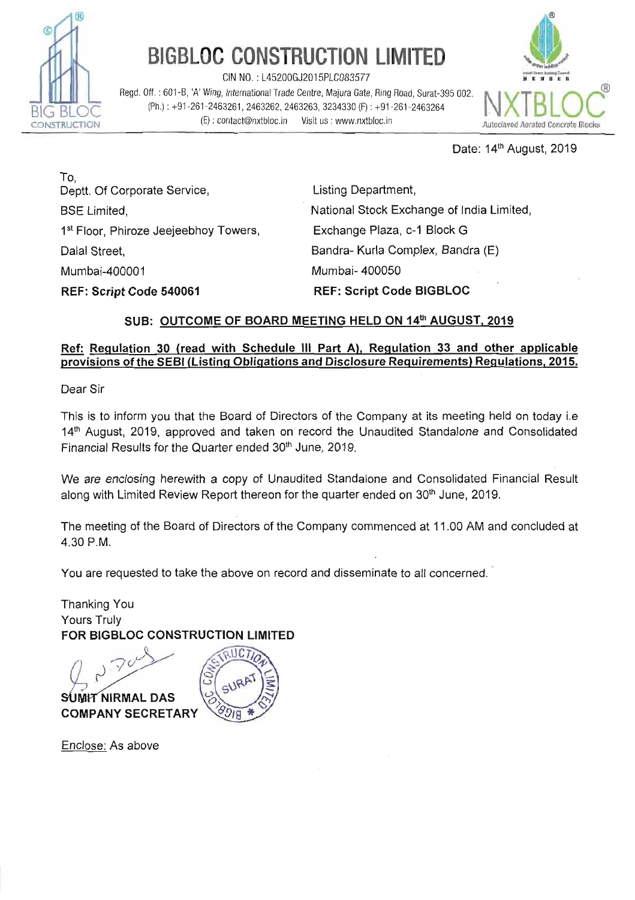# BIGBLOC CONSTRUCTION LIMITED

CIN NO. : L45200GJ2015PLC083577

Regd. Off. : 601-B, 'A' Wing, International Trade Centre, Majura Gate, Ring Road, Surat-395 002.
(Ph.) : +91-261-2463261, 2463262, 2463263, 3234330 (F) : +91-261-2463264
(E) : contact@nxtbloc.in Visit us : www.nxtbloc.in

NXTBLOC® Autoclaved Aerated Concrete Blocks

Date: 14th August, 2019

To,

Deptt. Of Corporate Service,
BSE Limited,
1st Floor, Phiroze Jeejeebhoy Towers,
Dalal Street,
Mumbai-400001
**REF: Script Code 540061**

Listing Department,
National Stock Exchange of India Limited,
Exchange Plaza, c-1 Block G
Bandra- Kurla Complex, Bandra (E)
Mumbai- 400050
**REF: Script Code BIGBLOC**

**SUB: OUTCOME OF BOARD MEETING HELD ON 14th AUGUST, 2019**

**Ref: Regulation 30 (read with Schedule III Part A), Regulation 33 and other applicable provisions of the SEBI (Listing Obligations and Disclosure Requirements) Regulations, 2015.**

Dear Sir

This is to inform you that the Board of Directors of the Company at its meeting held on today i.e 14th August, 2019, approved and taken on record the Unaudited Standalone and Consolidated Financial Results for the Quarter ended 30th June, 2019.

We are enclosing herewith a copy of Unaudited Standalone and Consolidated Financial Result along with Limited Review Report thereon for the quarter ended on 30th June, 2019.

The meeting of the Board of Directors of the Company commenced at 11.00 AM and concluded at 4.30 P.M.

You are requested to take the above on record and disseminate to all concerned.

Thanking You
Yours Truly
**FOR BIGBLOC CONSTRUCTION LIMITED**

**SUMIT NIRMAL DAS**
**COMPANY SECRETARY**

Enclose: As above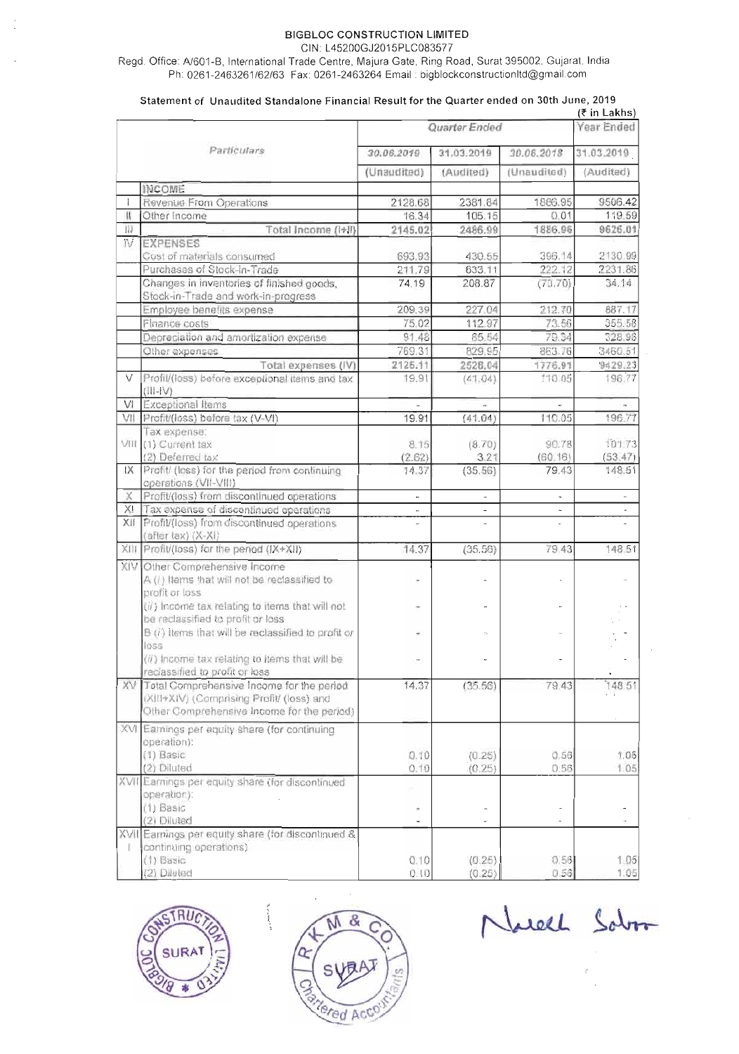**BIGBLOC CONSTRUCTION LIMITED**

CIN: L45200GJ2015PLC083577

Regd. Office: A/601-B, International Trade Centre, Majura Gate, Ring Road, Surat 395002, Gujarat, India

Ph: 0261-2463261/62/63 Fax: 0261-2463264 Email : bigblockconstructionltd@gmail.com

**Statement of Unaudited Standalone Financial Result for the Quarter ended on 30th June, 2019**

(₹ in Lakhs)

| | Particulars | Quarter Ended | | | Year Ended |
|---|---|---|---|---|---|
| | | 30.06.2019 | 31.03.2019 | 30.06.2018 | 31.03.2019 |
| | | (Unaudited) | (Audited) | (Unaudited) | (Audited) |
| | INCOME | | | | |
| I | Revenue From Operations | 2128.68 | 2381.84 | 1886.95 | 9506.42 |
| II | Other Income | 16.34 | 105.15 | 0.01 | 119.59 |
| III | Total Income (I+II) | 2145.02 | 2486.99 | 1886.96 | 9626.01 |
| IV | EXPENSES | | | | |
| | Cost of materials consumed | 693.93 | 430.55 | 396.14 | 2130.99 |
| | Purchases of Stock-in-Trade | 211.79 | 633.11 | 222.12 | 2231.86 |
| | Changes in inventories of finished goods, Stock-in-Trade and work-in-progress | 74.19 | 208.87 | (73.70) | 34.14 |
| | Employee benefits expense | 209.39 | 227.04 | 212.70 | 887.17 |
| | Finance costs | 75.02 | 112.97 | 73.56 | 355.58 |
| | Depreciation and amortization expense | 91.48 | 85.54 | 78.34 | 328.98 |
| | Other expenses | 769.31 | 829.95 | 863.76 | 3460.51 |
| | Total expenses (IV) | 2125.11 | 2528.04 | 1776.91 | 9429.23 |
| V | Profit/(loss) before exceptional items and tax (III-IV) | 19.91 | (41.04) | 110.05 | 196.77 |
| VI | Exceptional Items | - | - | - | - |
| VII | Profit/(loss) before tax (V-VI) | 19.91 | (41.04) | 110.05 | 196.77 |
| VIII | Tax expense: | | | | |
| | (1) Current tax | 8.15 | (8.70) | 90.78 | 101.73 |
| | (2) Deferred tax | (2.62) | 3.21 | (60.16) | (53.47) |
| IX | Profit/ (loss) for the period from continuing operations (VII-VIII) | 14.37 | (35.56) | 79.43 | 148.51 |
| X | Profit/(loss) from discontinued operations | - | - | - | - |
| XI | Tax expense of discontinued operations | - | - | - | - |
| XII | Profit/(loss) from discontinued operations (after tax) (X-XI) | - | - | - | - |
| XIII | Profit/(loss) for the period (IX+XII) | 14.37 | (35.56) | 79.43 | 148.51 |
| XIV | Other Comprehensive Income | | | | |
| | A (i) Items that will not be reclassified to profit or loss | - | - | - | - |
| | (ii) Income tax relating to items that will not be reclassified to profit or loss | - | - | - | - |
| | B (i) Items that will be reclassified to profit or loss | - | - | - | - |
| | (ii) Income tax relating to items that will be reclassified to profit or loss | - | - | - | - |
| XV | Total Comprehensive Income for the period (XIII+XIV) (Comprising Profit/ (loss) and Other Comprehensive Income for the period) | 14.37 | (35.56) | 79.43 | 148.51 |
| XVI | Earnings per equity share (for continuing operation): | | | | |
| | (1) Basic | 0.10 | (0.25) | 0.56 | 1.05 |
| | (2) Diluted | 0.10 | (0.25) | 0.56 | 1.05 |
| XVII | Earnings per equity share (for discontinued operation): | | | | |
| | (1) Basic | - | - | - | - |
| | (2) Diluted | - | - | - | - |
| XVIII | Earnings per equity share (for discontinued & continuing operations) | | | | |
| | (1) Basic | 0.10 | (0.25) | 0.56 | 1.05 |
| | (2) Diluted | 0.10 | (0.25) | 0.56 | 1.05 |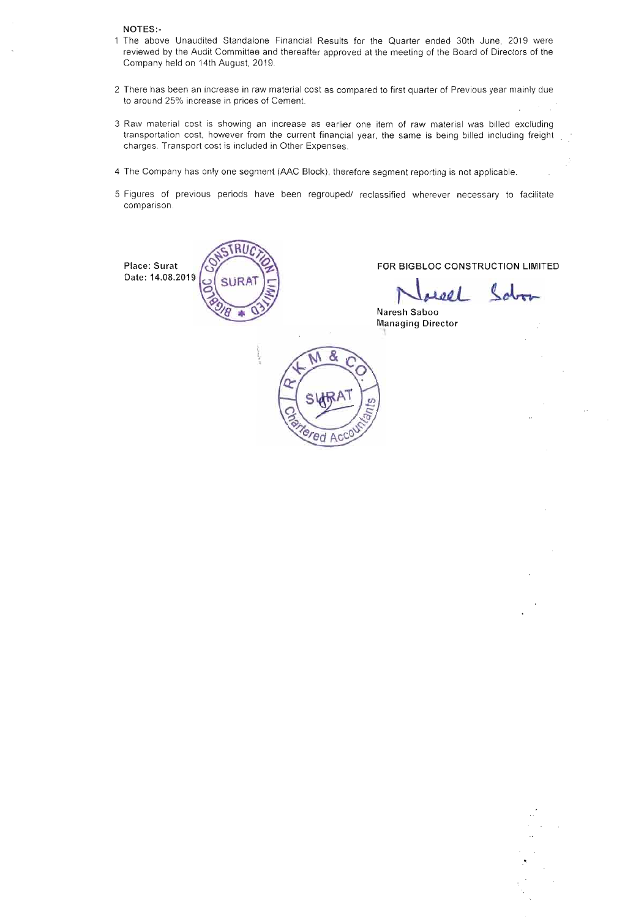**NOTES:-**

1. The above Unaudited Standalone Financial Results for the Quarter ended 30th June, 2019 were reviewed by the Audit Committee and thereafter approved at the meeting of the Board of Directors of the Company held on 14th August, 2019.

2. There has been an increase in raw material cost as compared to first quarter of Previous year mainly due to around 25% increase in prices of Cement.

3. Raw material cost is showing an increase as earlier one item of raw material was billed excluding transportation cost, however from the current financial year, the same is being billed including freight charges. Transport cost is included in Other Expenses.

4. The Company has only one segment (AAC Block), therefore segment reporting is not applicable.

5. Figures of previous periods have been regrouped/ reclassified wherever necessary to facilitate comparison.

**Place: Surat**
**Date: 14.08.2019**

**FOR BIGBLOC CONSTRUCTION LIMITED**

**Naresh Saboo**
**Managing Director**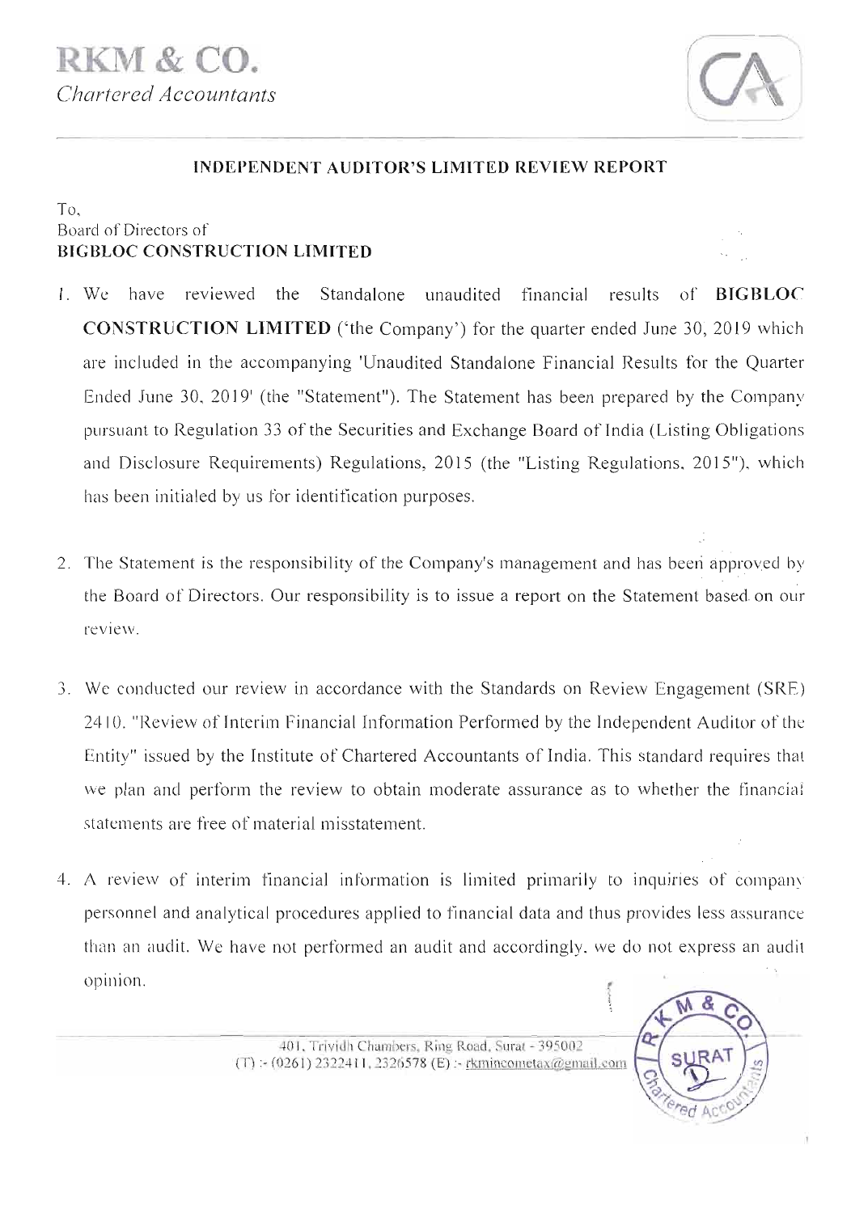# RKM & CO.

*Chartered Accountants*

## INDEPENDENT AUDITOR'S LIMITED REVIEW REPORT

To,
Board of Directors of
**BIGBLOC CONSTRUCTION LIMITED**

1. We have reviewed the Standalone unaudited financial results of **BIGBLOC CONSTRUCTION LIMITED** ('the Company') for the quarter ended June 30, 2019 which are included in the accompanying 'Unaudited Standalone Financial Results for the Quarter Ended June 30, 2019' (the "Statement"). The Statement has been prepared by the Company pursuant to Regulation 33 of the Securities and Exchange Board of India (Listing Obligations and Disclosure Requirements) Regulations, 2015 (the "Listing Regulations, 2015"), which has been initialed by us for identification purposes.

2. The Statement is the responsibility of the Company's management and has been approved by the Board of Directors. Our responsibility is to issue a report on the Statement based on our review.

3. We conducted our review in accordance with the Standards on Review Engagement (SRE) 2410, "Review of Interim Financial Information Performed by the Independent Auditor of the Entity" issued by the Institute of Chartered Accountants of India. This standard requires that we plan and perform the review to obtain moderate assurance as to whether the financial statements are free of material misstatement.

4. A review of interim financial information is limited primarily to inquiries of company personnel and analytical procedures applied to financial data and thus provides less assurance than an audit. We have not performed an audit and accordingly, we do not express an audit opinion.

401, Trividh Chambers, Ring Road, Surat - 395002
(T) :- (0261) 2322411, 2326578 (E) :- rkmincometax@gmail.com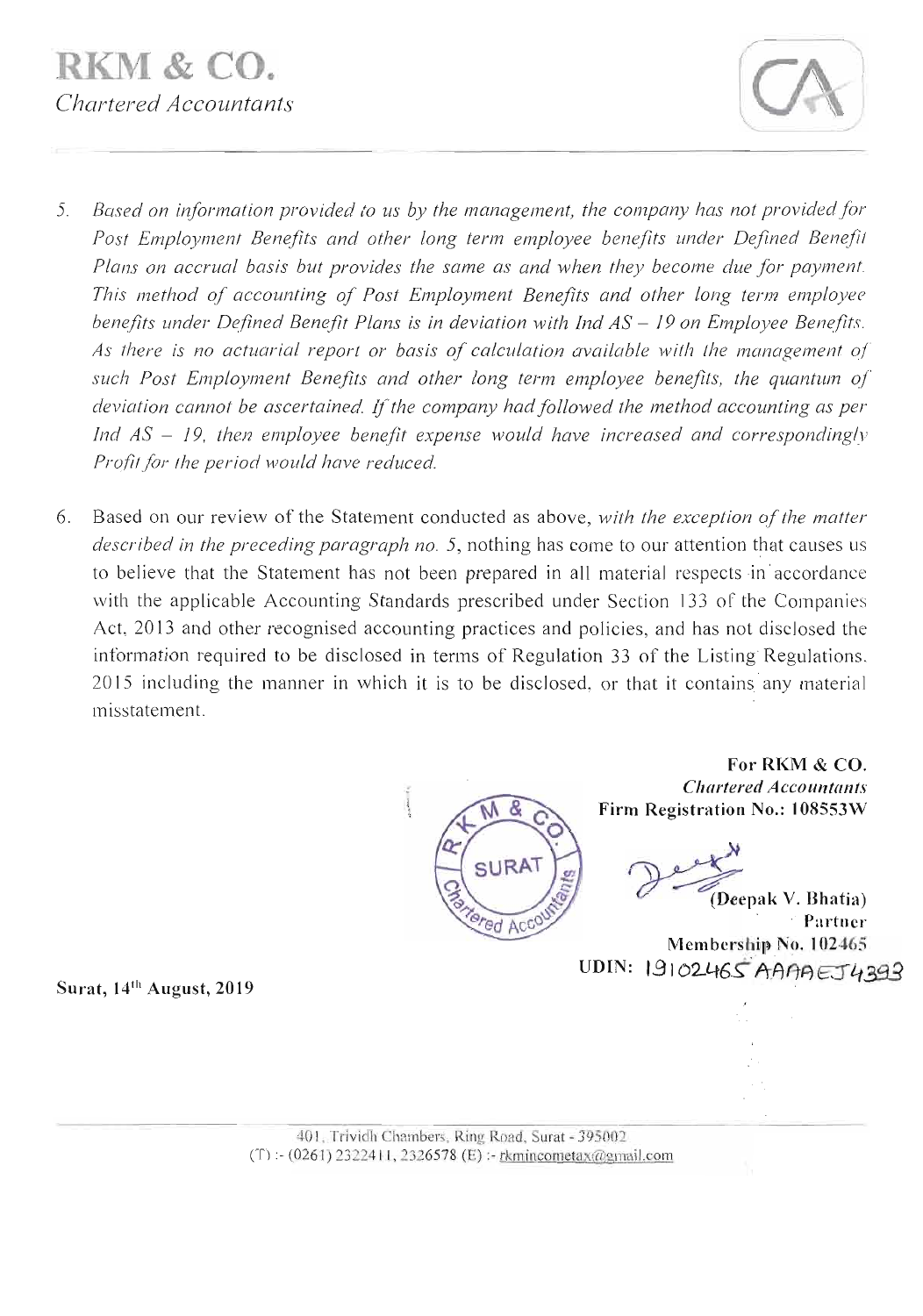5. *Based on information provided to us by the management, the company has not provided for Post Employment Benefits and other long term employee benefits under Defined Benefit Plans on accrual basis but provides the same as and when they become due for payment. This method of accounting of Post Employment Benefits and other long term employee benefits under Defined Benefit Plans is in deviation with Ind AS – 19 on Employee Benefits. As there is no actuarial report or basis of calculation available with the management of such Post Employment Benefits and other long term employee benefits, the quantum of deviation cannot be ascertained. If the company had followed the method accounting as per Ind AS – 19, then employee benefit expense would have increased and correspondingly Profit for the period would have reduced.*

6. Based on our review of the Statement conducted as above, *with the exception of the matter described in the preceding paragraph no. 5*, nothing has come to our attention that causes us to believe that the Statement has not been prepared in all material respects in accordance with the applicable Accounting Standards prescribed under Section 133 of the Companies Act, 2013 and other recognised accounting practices and policies, and has not disclosed the information required to be disclosed in terms of Regulation 33 of the Listing Regulations, 2015 including the manner in which it is to be disclosed, or that it contains any material misstatement.

**For RKM & CO.**
*Chartered Accountants*
**Firm Registration No.: 108553W**

**(Deepak V. Bhatia)**
**Partner**
**Membership No. 102465**
**UDIN:** 19102465AAAAEJ4393

**Surat, 14th August, 2019**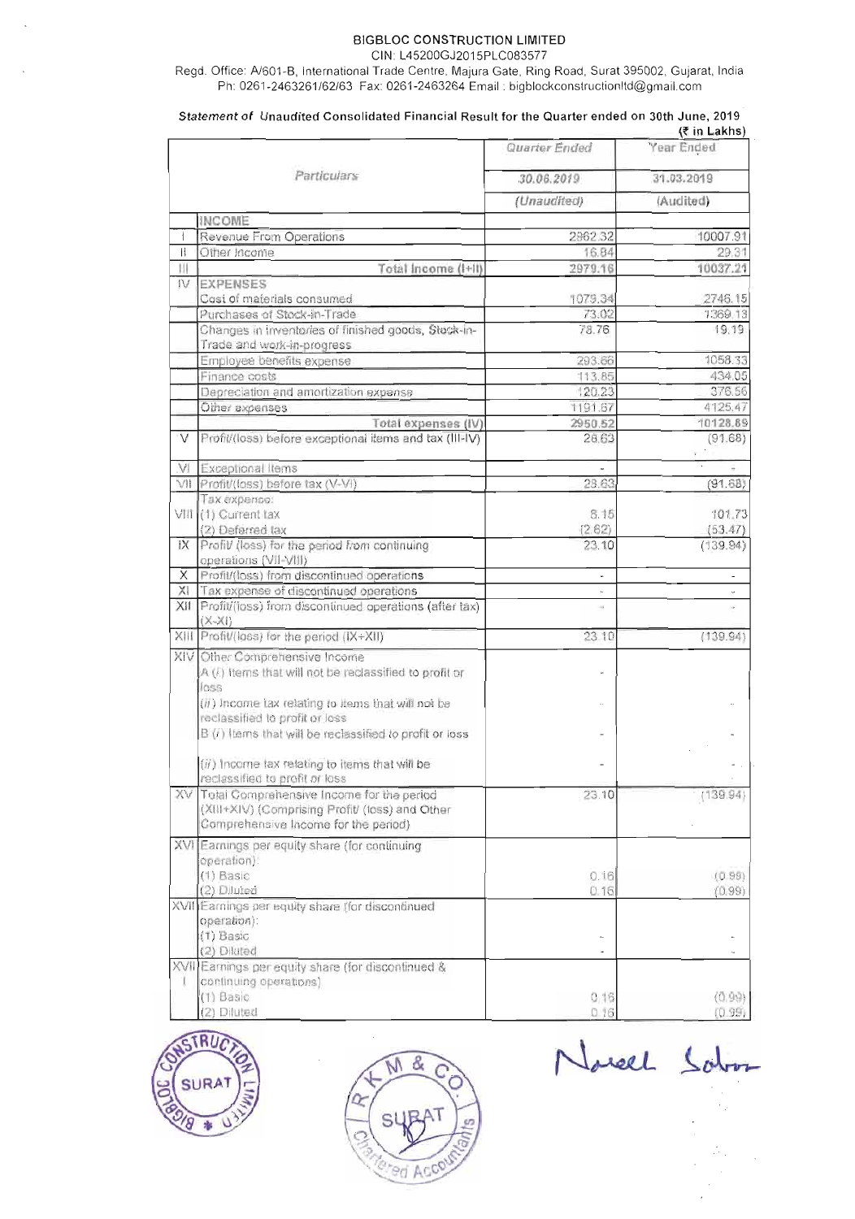BIGBLOC CONSTRUCTION LIMITED

CIN: L45200GJ2015PLC083577

Regd. Office: A/601-B, International Trade Centre, Majura Gate, Ring Road, Surat 395002, Gujarat, India

Ph: 0261-2463261/62/63 Fax: 0261-2463264 Email : bigblockconstructionltd@gmail.com

***Statement of Unaudited Consolidated Financial Result for the Quarter ended on 30th June, 2019***

(₹ in Lakhs)

| | Particulars | Quarter Ended | Year Ended |
|---|---|---|---|
| | | 30.06.2019 | 31.03.2019 |
| | | (Unaudited) | (Audited) |
| | INCOME | | |
| I | Revenue From Operations | 2962.32 | 10007.91 |
| II | Other Income | 16.84 | 29.31 |
| III | Total Income (I+II) | 2979.16 | 10037.21 |
| IV | EXPENSES | | |
| | Cost of materials consumed | 1079.34 | 2746.15 |
| | Purchases of Stock-in-Trade | 73.02 | 1369.13 |
| | Changes in inventories of finished goods, Stock-in-Trade and work-in-progress | 78.76 | 19.19 |
| | Employee benefits expense | 293.66 | 1058.33 |
| | Finance costs | 113.85 | 434.05 |
| | Depreciation and amortization expense | 120.23 | 376.56 |
| | Other expenses | 1191.67 | 4125.47 |
| | Total expenses (IV) | 2950.52 | 10128.89 |
| V | Profit/(loss) before exceptional items and tax (III-IV) | 28.63 | (91.68) |
| VI | Exceptional Items | - | - |
| VII | Profit/(loss) before tax (V-VI) | 28.63 | (91.68) |
| VIII | Tax expense:<br>(1) Current tax<br>(2) Deferred tax | <br>8.15<br>(2.62) | <br>101.73<br>(53.47) |
| IX | Profit/ (loss) for the period from continuing operations (VII-VIII) | 23.10 | (139.94) |
| X | Profit/(loss) from discontinued operations | - | - |
| XI | Tax expense of discontinued operations | - | - |
| XII | Profit/(loss) from discontinued operations (after tax) (X-XI) | - | - |
| XIII | Profit/(loss) for the period (IX+XII) | 23.10 | (139.94) |
| XIV | Other Comprehensive Income<br>A (i) Items that will not be reclassified to profit or loss<br>(ii) Income tax relating to items that will not be reclassified to profit or loss<br>B (i) Items that will be reclassified to profit or loss<br>(ii) Income tax relating to items that will be reclassified to profit or loss | <br>-<br>-<br>-<br>- | <br><br>-<br>-<br>- |
| XV | Total Comprehensive Income for the period (XIII+XIV) (Comprising Profit/ (loss) and Other Comprehensive Income for the period) | 23.10 | (139.94) |
| XVI | Earnings per equity share (for continuing operation):<br>(1) Basic<br>(2) Diluted | <br>0.16<br>0.16 | <br>(0.99)<br>(0.99) |
| XVII | Earnings per equity share (for discontinued operation):<br>(1) Basic<br>(2) Diluted | <br>-<br>- | <br>-<br>- |
| XVIII | Earnings per equity share (for discontinued & continuing operations)<br>(1) Basic<br>(2) Diluted | <br>0.16<br>0.16 | <br>(0.99)<br>(0.99) |

Naresh Saboo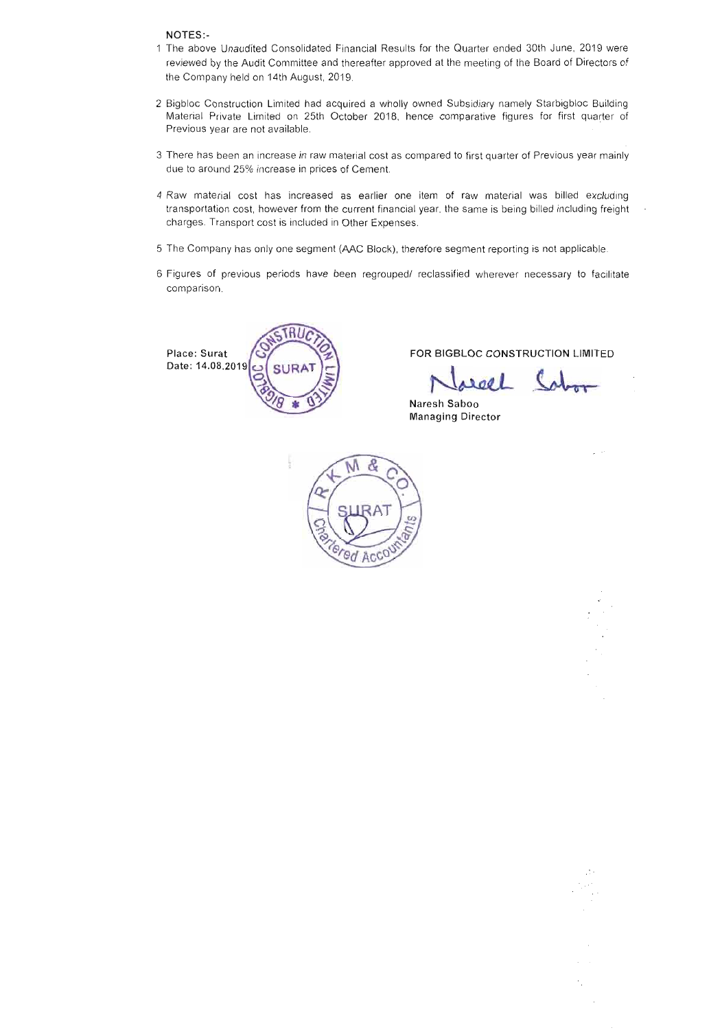**NOTES:-**

1. The above Unaudited Consolidated Financial Results for the Quarter ended 30th June, 2019 were reviewed by the Audit Committee and thereafter approved at the meeting of the Board of Directors of the Company held on 14th August, 2019.

2. Bigbloc Construction Limited had acquired a wholly owned Subsidiary namely Starbigbloc Building Material Private Limited on 25th October 2018, hence comparative figures for first quarter of Previous year are not available.

3. There has been an increase in raw material cost as compared to first quarter of Previous year mainly due to around 25% increase in prices of Cement.

4. Raw material cost has increased as earlier one item of raw material was billed excluding transportation cost, however from the current financial year, the same is being billed including freight charges. Transport cost is included in Other Expenses.

5. The Company has only one segment (AAC Block), therefore segment reporting is not applicable.

6. Figures of previous periods have been regrouped/ reclassified wherever necessary to facilitate comparison.

**Place: Surat**
**Date: 14.08.2019**

**FOR BIGBLOC CONSTRUCTION LIMITED**

**Naresh Saboo**
**Managing Director**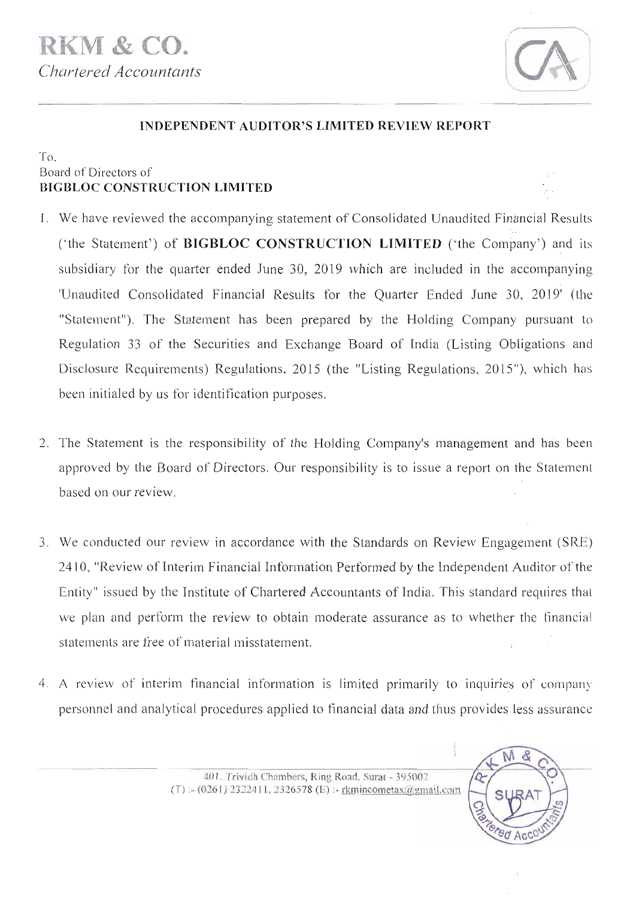# RKM & CO.

*Chartered Accountants*

## INDEPENDENT AUDITOR'S LIMITED REVIEW REPORT

To,
Board of Directors of
**BIGBLOC CONSTRUCTION LIMITED**

1. We have reviewed the accompanying statement of Consolidated Unaudited Financial Results ('the Statement') of **BIGBLOC CONSTRUCTION LIMITED** ('the Company') and its subsidiary for the quarter ended June 30, 2019 which are included in the accompanying 'Unaudited Consolidated Financial Results for the Quarter Ended June 30, 2019' (the "Statement"). The Statement has been prepared by the Holding Company pursuant to Regulation 33 of the Securities and Exchange Board of India (Listing Obligations and Disclosure Requirements) Regulations, 2015 (the "Listing Regulations, 2015"), which has been initialed by us for identification purposes.

2. The Statement is the responsibility of the Holding Company's management and has been approved by the Board of Directors. Our responsibility is to issue a report on the Statement based on our review.

3. We conducted our review in accordance with the Standards on Review Engagement (SRE) 2410, "Review of Interim Financial Information Performed by the Independent Auditor of the Entity" issued by the Institute of Chartered Accountants of India. This standard requires that we plan and perform the review to obtain moderate assurance as to whether the financial statements are free of material misstatement.

4. A review of interim financial information is limited primarily to inquiries of company personnel and analytical procedures applied to financial data and thus provides less assurance

401, Trividh Chambers, Ring Road, Surat - 395002
(T) :- (0261) 2322411, 2326578 (E) :- rkmincometax@gmail.com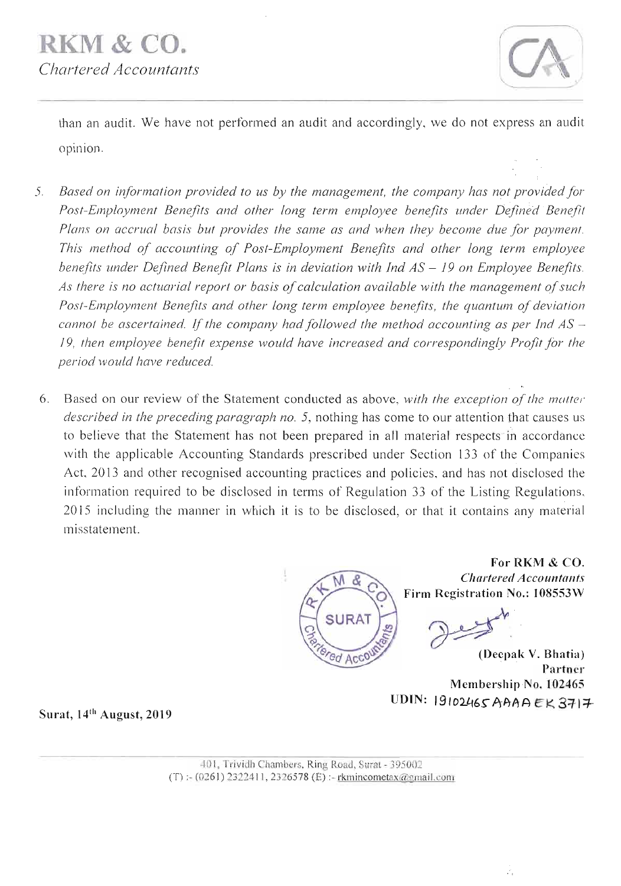than an audit. We have not performed an audit and accordingly, we do not express an audit opinion.

5. *Based on information provided to us by the management, the company has not provided for Post-Employment Benefits and other long term employee benefits under Defined Benefit Plans on accrual basis but provides the same as and when they become due for payment. This method of accounting of Post-Employment Benefits and other long term employee benefits under Defined Benefit Plans is in deviation with Ind AS – 19 on Employee Benefits. As there is no actuarial report or basis of calculation available with the management of such Post-Employment Benefits and other long term employee benefits, the quantum of deviation cannot be ascertained. If the company had followed the method accounting as per Ind AS – 19, then employee benefit expense would have increased and correspondingly Profit for the period would have reduced.*

6. Based on our review of the Statement conducted as above, *with the exception of the matter described in the preceding paragraph no. 5*, nothing has come to our attention that causes us to believe that the Statement has not been prepared in all material respects in accordance with the applicable Accounting Standards prescribed under Section 133 of the Companies Act, 2013 and other recognised accounting practices and policies, and has not disclosed the information required to be disclosed in terms of Regulation 33 of the Listing Regulations, 2015 including the manner in which it is to be disclosed, or that it contains any material misstatement.

**For RKM & CO.**
*Chartered Accountants*
**Firm Registration No.: 108553W**

**(Deepak V. Bhatia)**
**Partner**
**Membership No. 102465**
**UDIN:** 19102465AAAAEK3717

**Surat, 14th August, 2019**